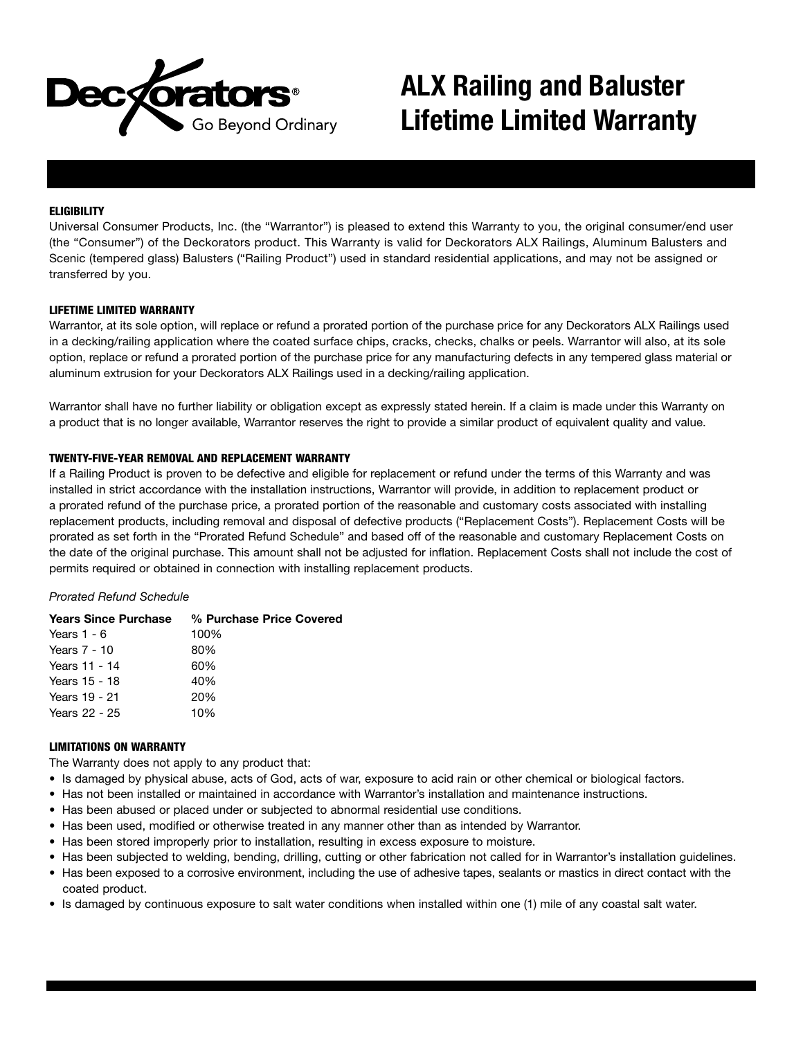Deckorators® Go Beyond Ordinary

# ALX Railing and Baluster Lifetime Limited Warranty

### ELIGIBILITY

Universal Consumer Products, Inc. (the "Warrantor") is pleased to extend this Warranty to you, the original consumer/end user (the "Consumer") of the Deckorators product. This Warranty is valid for Deckorators ALX Railings, Aluminum Balusters and Scenic (tempered glass) Balusters ("Railing Product") used in standard residential applications, and may not be assigned or transferred by you.

### LIFETIME LIMITED WARRANTY

Warrantor, at its sole option, will replace or refund a prorated portion of the purchase price for any Deckorators ALX Railings used in a decking/railing application where the coated surface chips, cracks, checks, chalks or peels. Warrantor will also, at its sole option, replace or refund a prorated portion of the purchase price for any manufacturing defects in any tempered glass material or aluminum extrusion for your Deckorators ALX Railings used in a decking/railing application.

Warrantor shall have no further liability or obligation except as expressly stated herein. If a claim is made under this Warranty on a product that is no longer available, Warrantor reserves the right to provide a similar product of equivalent quality and value.

### TWENTY-FIVE-YEAR REMOVAL AND REPLACEMENT WARRANTY

If a Railing Product is proven to be defective and eligible for replacement or refund under the terms of this Warranty and was installed in strict accordance with the installation instructions, Warrantor will provide, in addition to replacement product or a prorated refund of the purchase price, a prorated portion of the reasonable and customary costs associated with installing replacement products, including removal and disposal of defective products ("Replacement Costs"). Replacement Costs will be prorated as set forth in the "Prorated Refund Schedule" and based off of the reasonable and customary Replacement Costs on the date of the original purchase. This amount shall not be adjusted for inflation. Replacement Costs shall not include the cost of permits required or obtained in connection with installing replacement products.

*Prorated Refund Schedule*

| Years Since Purchase | % Purchase Price Covered |
|---|---|
| Years 1 - 6 | 100% |
| Years 7 - 10 | 80% |
| Years 11 - 14 | 60% |
| Years 15 - 18 | 40% |
| Years 19 - 21 | 20% |
| Years 22 - 25 | 10% |

### LIMITATIONS ON WARRANTY

The Warranty does not apply to any product that:

- Is damaged by physical abuse, acts of God, acts of war, exposure to acid rain or other chemical or biological factors.
- Has not been installed or maintained in accordance with Warrantor's installation and maintenance instructions.
- Has been abused or placed under or subjected to abnormal residential use conditions.
- Has been used, modified or otherwise treated in any manner other than as intended by Warrantor.
- Has been stored improperly prior to installation, resulting in excess exposure to moisture.
- Has been subjected to welding, bending, drilling, cutting or other fabrication not called for in Warrantor's installation guidelines.
- Has been exposed to a corrosive environment, including the use of adhesive tapes, sealants or mastics in direct contact with the coated product.
- Is damaged by continuous exposure to salt water conditions when installed within one (1) mile of any coastal salt water.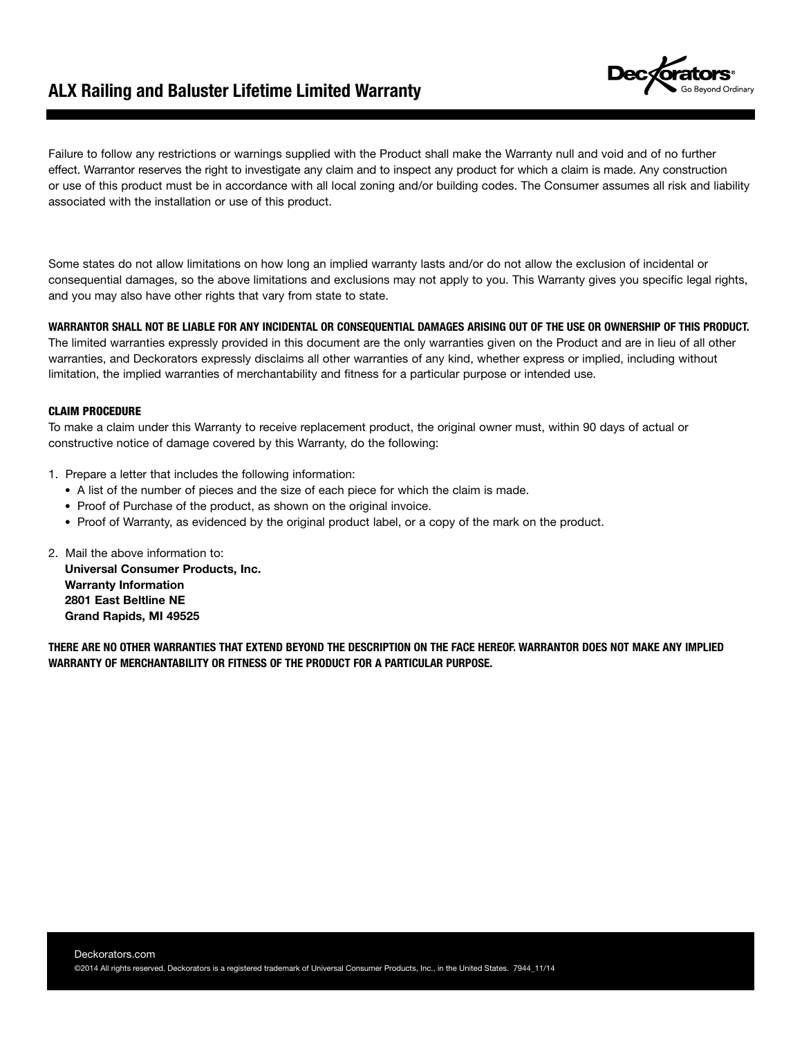# ALX Railing and Baluster Lifetime Limited Warranty

Failure to follow any restrictions or warnings supplied with the Product shall make the Warranty null and void and of no further effect. Warrantor reserves the right to investigate any claim and to inspect any product for which a claim is made. Any construction or use of this product must be in accordance with all local zoning and/or building codes. The Consumer assumes all risk and liability associated with the installation or use of this product.

Some states do not allow limitations on how long an implied warranty lasts and/or do not allow the exclusion of incidental or consequential damages, so the above limitations and exclusions may not apply to you. This Warranty gives you specific legal rights, and you may also have other rights that vary from state to state.

**WARRANTOR SHALL NOT BE LIABLE FOR ANY INCIDENTAL OR CONSEQUENTIAL DAMAGES ARISING OUT OF THE USE OR OWNERSHIP OF THIS PRODUCT.** The limited warranties expressly provided in this document are the only warranties given on the Product and are in lieu of all other warranties, and Deckorators expressly disclaims all other warranties of any kind, whether express or implied, including without limitation, the implied warranties of merchantability and fitness for a particular purpose or intended use.

**CLAIM PROCEDURE**

To make a claim under this Warranty to receive replacement product, the original owner must, within 90 days of actual or constructive notice of damage covered by this Warranty, do the following:

1. Prepare a letter that includes the following information:
   - A list of the number of pieces and the size of each piece for which the claim is made.
   - Proof of Purchase of the product, as shown on the original invoice.
   - Proof of Warranty, as evidenced by the original product label, or a copy of the mark on the product.

2. Mail the above information to:
   **Universal Consumer Products, Inc.**
   **Warranty Information**
   **2801 East Beltline NE**
   **Grand Rapids, MI 49525**

**THERE ARE NO OTHER WARRANTIES THAT EXTEND BEYOND THE DESCRIPTION ON THE FACE HEREOF. WARRANTOR DOES NOT MAKE ANY IMPLIED WARRANTY OF MERCHANTABILITY OR FITNESS OF THE PRODUCT FOR A PARTICULAR PURPOSE.**

Deckorators.com

©2014 All rights reserved. Deckorators is a registered trademark of Universal Consumer Products, Inc., in the United States. 7944_11/14